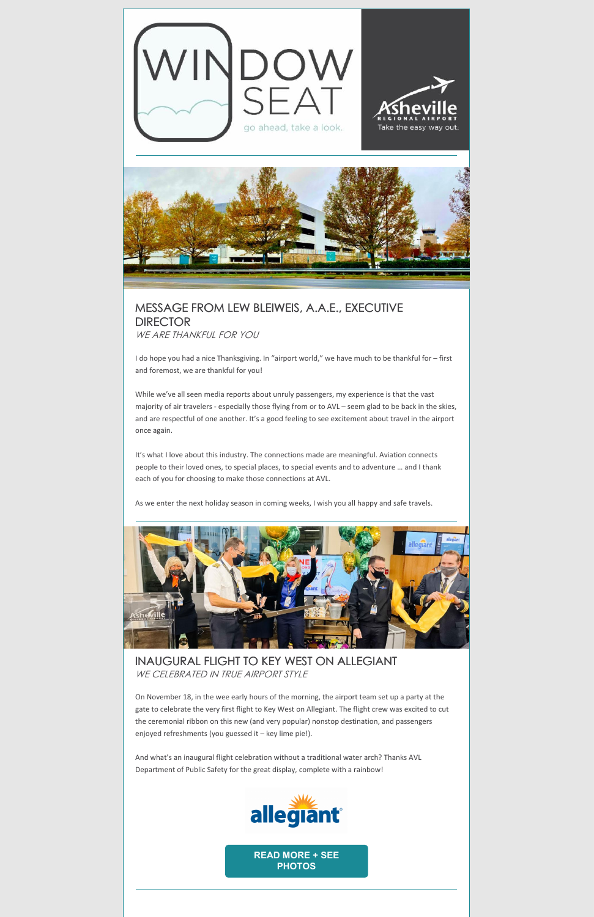# WINDOW SEAT

go ahead, take a look.

Asheville Regional Airport

Take the easy way out.

## MESSAGE FROM LEW BLEIWEIS, A.A.E., EXECUTIVE DIRECTOR

*WE ARE THANKFUL FOR YOU*

I do hope you had a nice Thanksgiving. In "airport world," we have much to be thankful for – first and foremost, we are thankful for you!

While we've all seen media reports about unruly passengers, my experience is that the vast majority of air travelers - especially those flying from or to AVL – seem glad to be back in the skies, and are respectful of one another. It's a good feeling to see excitement about travel in the airport once again.

It's what I love about this industry. The connections made are meaningful. Aviation connects people to their loved ones, to special places, to special events and to adventure … and I thank each of you for choosing to make those connections at AVL.

As we enter the next holiday season in coming weeks, I wish you all happy and safe travels.

## INAUGURAL FLIGHT TO KEY WEST ON ALLEGIANT

*WE CELEBRATED IN TRUE AIRPORT STYLE*

On November 18, in the wee early hours of the morning, the airport team set up a party at the gate to celebrate the very first flight to Key West on Allegiant. The flight crew was excited to cut the ceremonial ribbon on this new (and very popular) nonstop destination, and passengers enjoyed refreshments (you guessed it – key lime pie!).

And what's an inaugural flight celebration without a traditional water arch? Thanks AVL Department of Public Safety for the great display, complete with a rainbow!

allegiant

**READ MORE + SEE PHOTOS**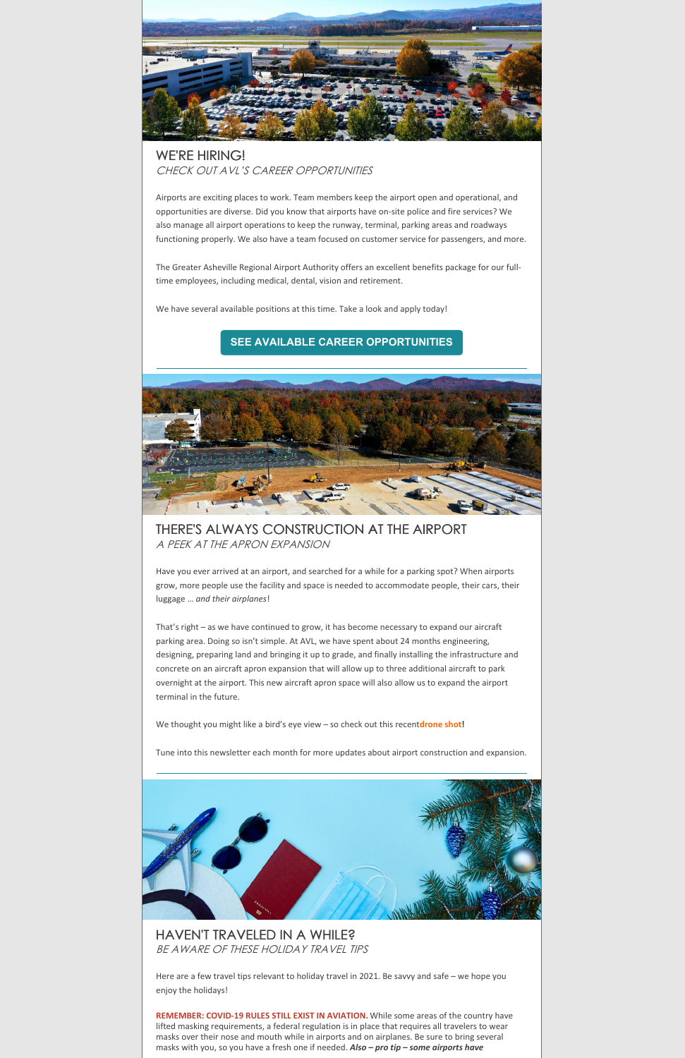## WE'RE HIRING!

*CHECK OUT AVL'S CAREER OPPORTUNITIES*

Airports are exciting places to work. Team members keep the airport open and operational, and opportunities are diverse. Did you know that airports have on-site police and fire services? We also manage all airport operations to keep the runway, terminal, parking areas and roadways functioning properly. We also have a team focused on customer service for passengers, and more.

The Greater Asheville Regional Airport Authority offers an excellent benefits package for our full-time employees, including medical, dental, vision and retirement.

We have several available positions at this time. Take a look and apply today!

**SEE AVAILABLE CAREER OPPORTUNITIES**

---

## THERE'S ALWAYS CONSTRUCTION AT THE AIRPORT

*A PEEK AT THE APRON EXPANSION*

Have you ever arrived at an airport, and searched for a while for a parking spot? When airports grow, more people use the facility and space is needed to accommodate people, their cars, their luggage … *and their airplanes*!

That's right – as we have continued to grow, it has become necessary to expand our aircraft parking area. Doing so isn't simple. At AVL, we have spent about 24 months engineering, designing, preparing land and bringing it up to grade, and finally installing the infrastructure and concrete on an aircraft apron expansion that will allow up to three additional aircraft to park overnight at the airport. This new aircraft apron space will also allow us to expand the airport terminal in the future.

We thought you might like a bird's eye view – so check out this recent**drone shot!**

Tune into this newsletter each month for more updates about airport construction and expansion.

---

## HAVEN'T TRAVELED IN A WHILE?

*BE AWARE OF THESE HOLIDAY TRAVEL TIPS*

Here are a few travel tips relevant to holiday travel in 2021. Be savvy and safe – we hope you enjoy the holidays!

**REMEMBER: COVID-19 RULES STILL EXIST IN AVIATION.** While some areas of the country have lifted masking requirements, a federal regulation is in place that requires all travelers to wear masks over their nose and mouth while in airports and on airplanes. Be sure to bring several masks with you, so you have a fresh one if needed. ***Also – pro tip – some airports have***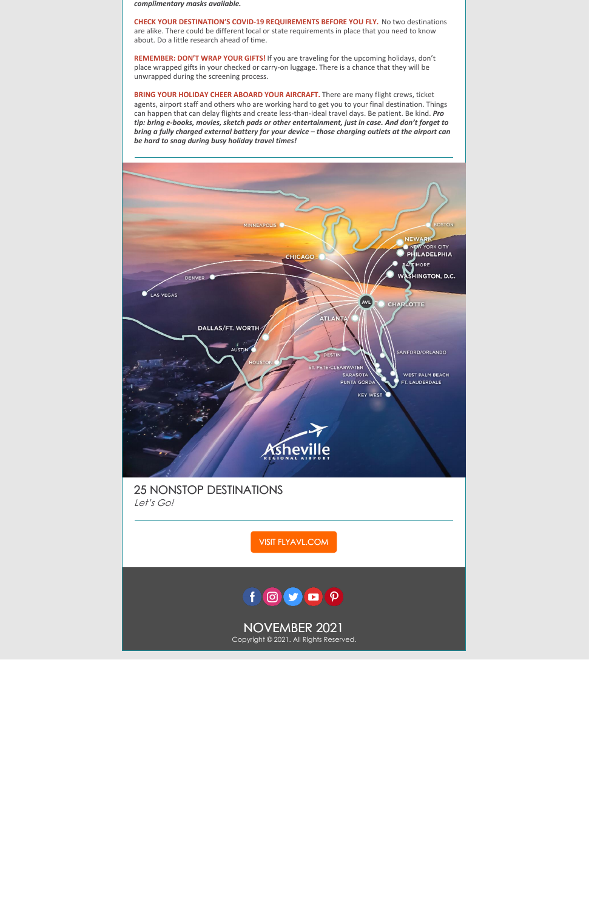***complimentary masks available.***

**CHECK YOUR DESTINATION'S COVID-19 REQUIREMENTS BEFORE YOU FLY.** No two destinations are alike. There could be different local or state requirements in place that you need to know about. Do a little research ahead of time.

**REMEMBER: DON'T WRAP YOUR GIFTS!** If you are traveling for the upcoming holidays, don't place wrapped gifts in your checked or carry-on luggage. There is a chance that they will be unwrapped during the screening process.

**BRING YOUR HOLIDAY CHEER ABOARD YOUR AIRCRAFT.** There are many flight crews, ticket agents, airport staff and others who are working hard to get you to your final destination. Things can happen that can delay flights and create less-than-ideal travel days. Be patient. Be kind. ***Pro tip: bring e-books, movies, sketch pads or other entertainment, just in case. And don't forget to bring a fully charged external battery for your device – those charging outlets at the airport can be hard to snag during busy holiday travel times!***

---

MINNEAPOLIS
BOSTON
NEWARK
NEW YORK CITY
PHILADELPHIA
CHICAGO
BALTIMORE
WASHINGTON, D.C.
DENVER
LAS VEGAS
AVL
CHARLOTTE
ATLANTA
DALLAS/FT. WORTH
AUSTIN
DESTIN
SANFORD/ORLANDO
HOUSTON
ST. PETE-CLEARWATER
SARASOTA
WEST PALM BEACH
PUNTA GORDA
FT. LAUDERDALE
KEY WEST
Asheville
REGIONAL AIRPORT

25 NONSTOP DESTINATIONS

*Let's Go!*

---

VISIT FLYAVL.COM

NOVEMBER 2021

Copyright © 2021. All Rights Reserved.